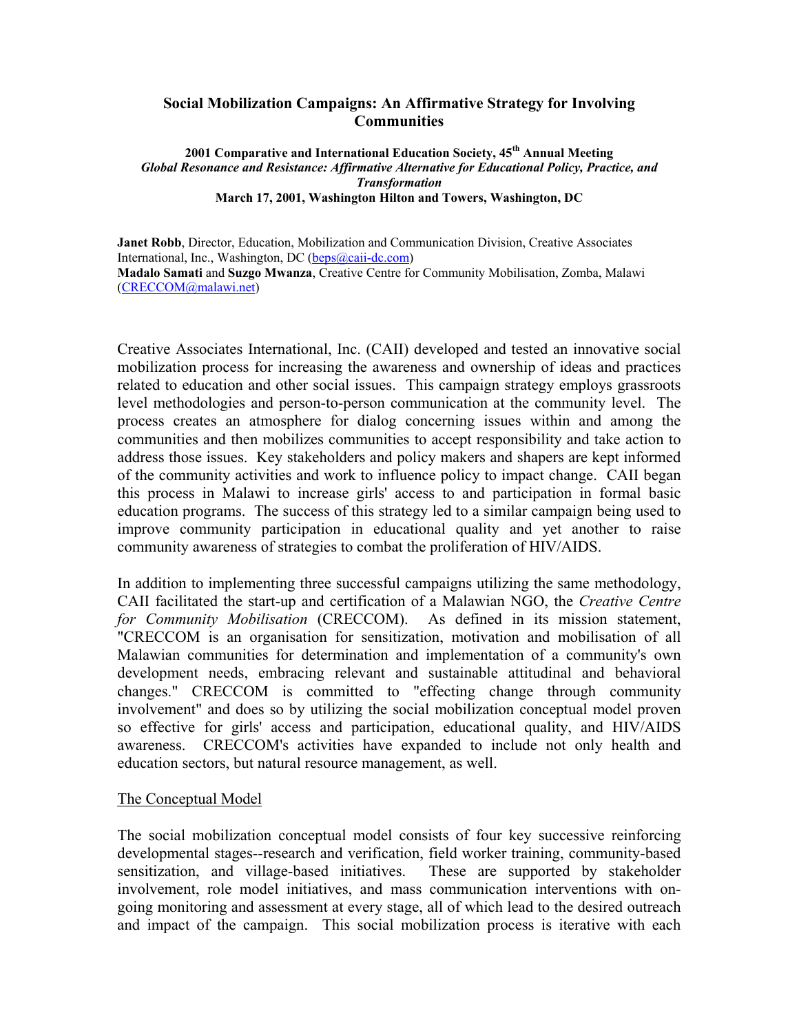# Social Mobilization Campaigns: An Affirmative Strategy for Involving Communities

**2001 Comparative and International Education Society, 45th Annual Meeting**
***Global Resonance and Resistance: Affirmative Alternative for Educational Policy, Practice, and Transformation***
**March 17, 2001, Washington Hilton and Towers, Washington, DC**

**Janet Robb**, Director, Education, Mobilization and Communication Division, Creative Associates International, Inc., Washington, DC (beps@caii-dc.com)
**Madalo Samati** and **Suzgo Mwanza**, Creative Centre for Community Mobilisation, Zomba, Malawi (CRECCOM@malawi.net)

Creative Associates International, Inc. (CAII) developed and tested an innovative social mobilization process for increasing the awareness and ownership of ideas and practices related to education and other social issues. This campaign strategy employs grassroots level methodologies and person-to-person communication at the community level. The process creates an atmosphere for dialog concerning issues within and among the communities and then mobilizes communities to accept responsibility and take action to address those issues. Key stakeholders and policy makers and shapers are kept informed of the community activities and work to influence policy to impact change. CAII began this process in Malawi to increase girls' access to and participation in formal basic education programs. The success of this strategy led to a similar campaign being used to improve community participation in educational quality and yet another to raise community awareness of strategies to combat the proliferation of HIV/AIDS.

In addition to implementing three successful campaigns utilizing the same methodology, CAII facilitated the start-up and certification of a Malawian NGO, the *Creative Centre for Community Mobilisation* (CRECCOM). As defined in its mission statement, "CRECCOM is an organisation for sensitization, motivation and mobilisation of all Malawian communities for determination and implementation of a community's own development needs, embracing relevant and sustainable attitudinal and behavioral changes." CRECCOM is committed to "effecting change through community involvement" and does so by utilizing the social mobilization conceptual model proven so effective for girls' access and participation, educational quality, and HIV/AIDS awareness. CRECCOM's activities have expanded to include not only health and education sectors, but natural resource management, as well.

## The Conceptual Model

The social mobilization conceptual model consists of four key successive reinforcing developmental stages--research and verification, field worker training, community-based sensitization, and village-based initiatives. These are supported by stakeholder involvement, role model initiatives, and mass communication interventions with on-going monitoring and assessment at every stage, all of which lead to the desired outreach and impact of the campaign. This social mobilization process is iterative with each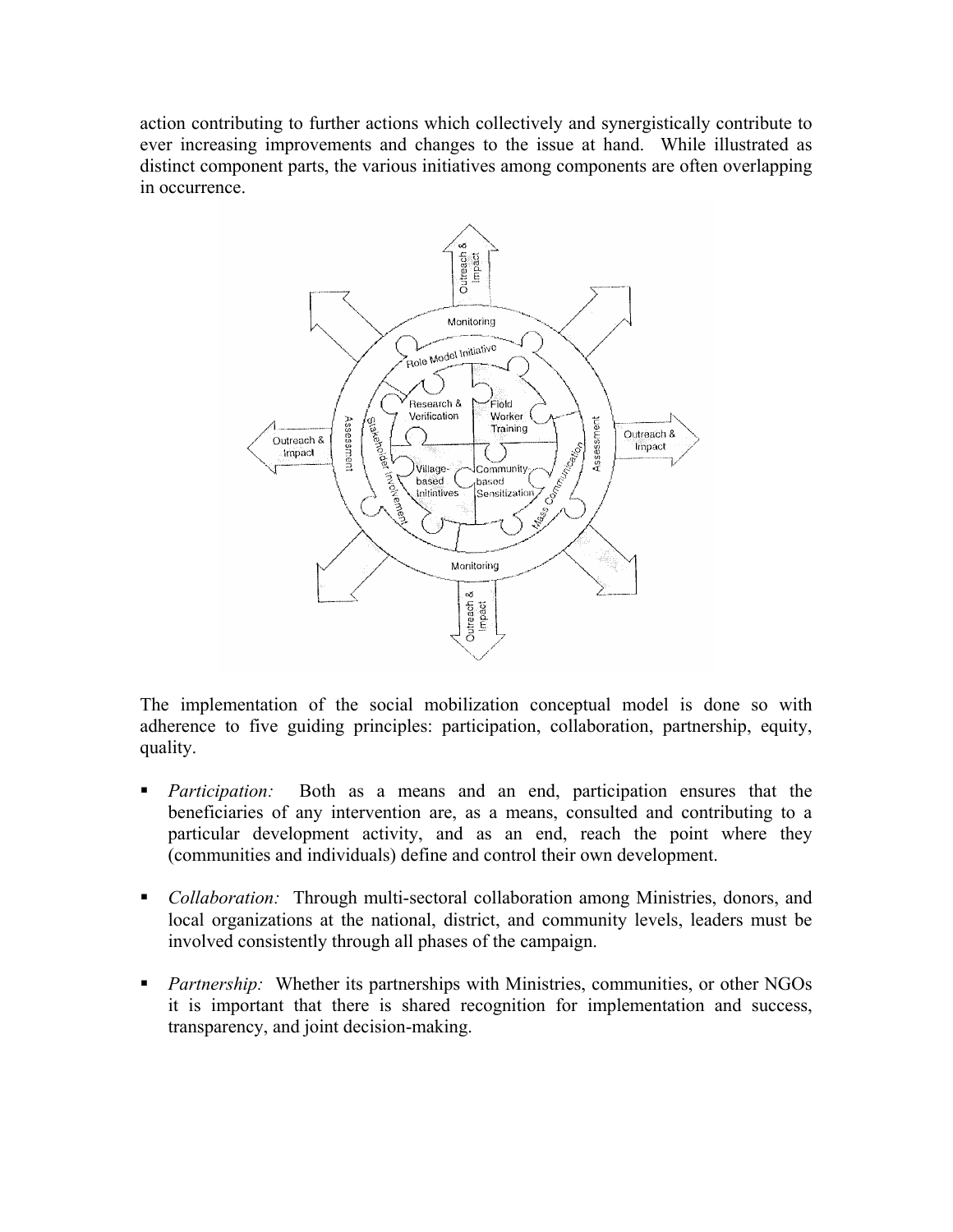action contributing to further actions which collectively and synergistically contribute to ever increasing improvements and changes to the issue at hand. While illustrated as distinct component parts, the various initiatives among components are often overlapping in occurrence.

The implementation of the social mobilization conceptual model is done so with adherence to five guiding principles: participation, collaboration, partnership, equity, quality.

- *Participation:* Both as a means and an end, participation ensures that the beneficiaries of any intervention are, as a means, consulted and contributing to a particular development activity, and as an end, reach the point where they (communities and individuals) define and control their own development.

- *Collaboration:* Through multi-sectoral collaboration among Ministries, donors, and local organizations at the national, district, and community levels, leaders must be involved consistently through all phases of the campaign.

- *Partnership:* Whether its partnerships with Ministries, communities, or other NGOs it is important that there is shared recognition for implementation and success, transparency, and joint decision-making.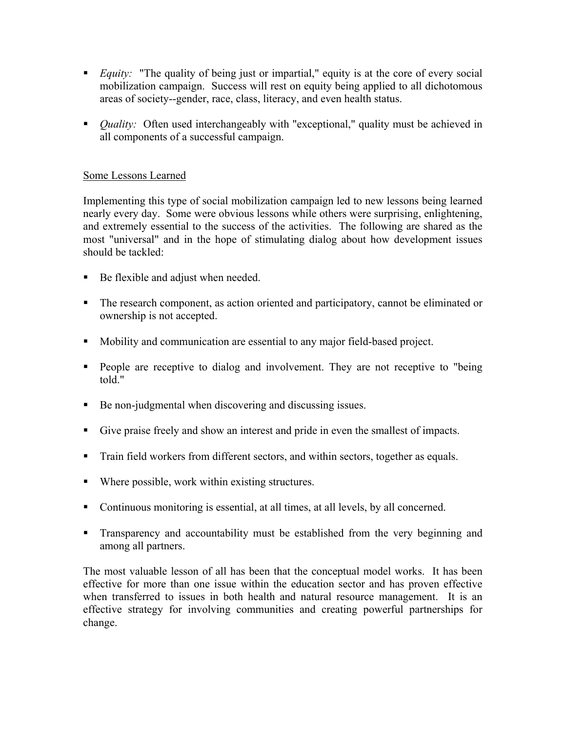- *Equity:* "The quality of being just or impartial," equity is at the core of every social mobilization campaign. Success will rest on equity being applied to all dichotomous areas of society--gender, race, class, literacy, and even health status.

- *Quality:* Often used interchangeably with "exceptional," quality must be achieved in all components of a successful campaign.

<u>Some Lessons Learned</u>

Implementing this type of social mobilization campaign led to new lessons being learned nearly every day. Some were obvious lessons while others were surprising, enlightening, and extremely essential to the success of the activities. The following are shared as the most "universal" and in the hope of stimulating dialog about how development issues should be tackled:

- Be flexible and adjust when needed.

- The research component, as action oriented and participatory, cannot be eliminated or ownership is not accepted.

- Mobility and communication are essential to any major field-based project.

- People are receptive to dialog and involvement. They are not receptive to "being told."

- Be non-judgmental when discovering and discussing issues.

- Give praise freely and show an interest and pride in even the smallest of impacts.

- Train field workers from different sectors, and within sectors, together as equals.

- Where possible, work within existing structures.

- Continuous monitoring is essential, at all times, at all levels, by all concerned.

- Transparency and accountability must be established from the very beginning and among all partners.

The most valuable lesson of all has been that the conceptual model works. It has been effective for more than one issue within the education sector and has proven effective when transferred to issues in both health and natural resource management. It is an effective strategy for involving communities and creating powerful partnerships for change.